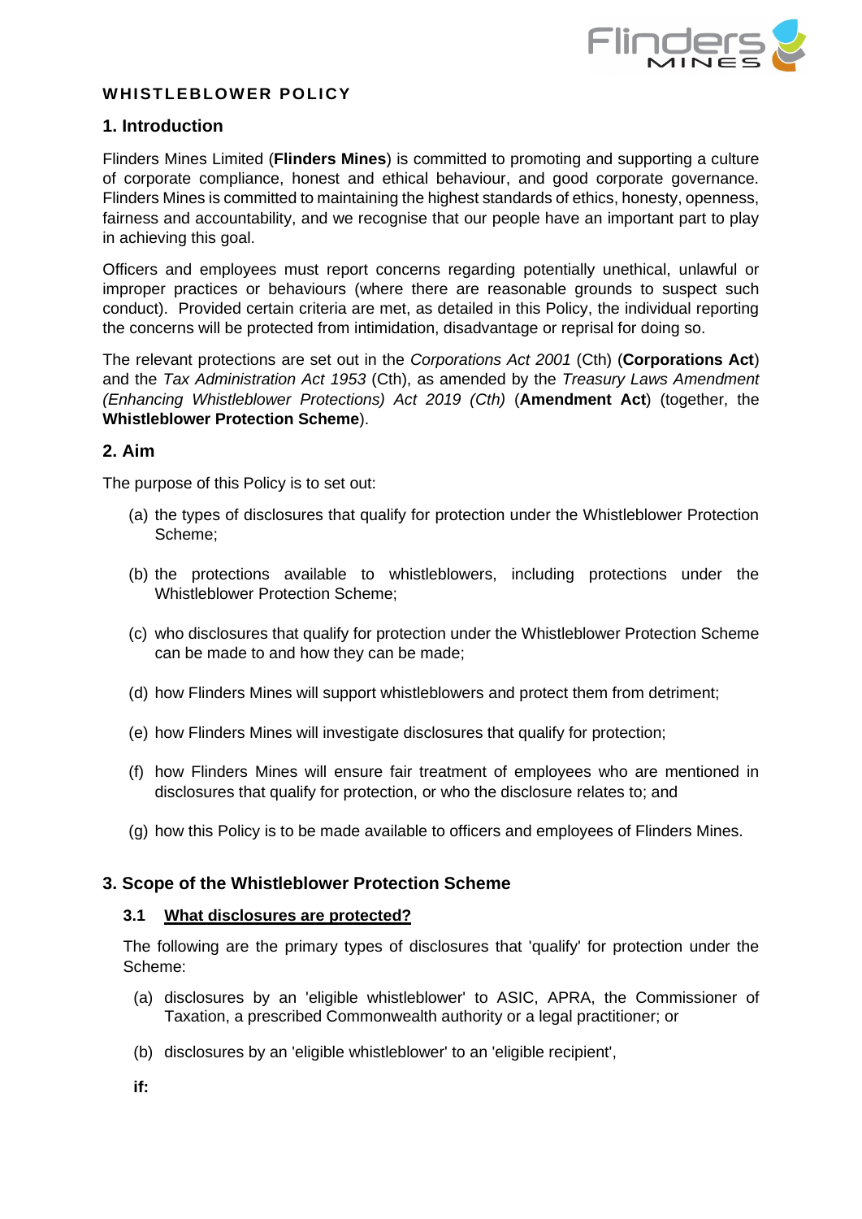# WHISTLEBLOWER POLICY

## 1. Introduction

Flinders Mines Limited (**Flinders Mines**) is committed to promoting and supporting a culture of corporate compliance, honest and ethical behaviour, and good corporate governance. Flinders Mines is committed to maintaining the highest standards of ethics, honesty, openness, fairness and accountability, and we recognise that our people have an important part to play in achieving this goal.

Officers and employees must report concerns regarding potentially unethical, unlawful or improper practices or behaviours (where there are reasonable grounds to suspect such conduct). Provided certain criteria are met, as detailed in this Policy, the individual reporting the concerns will be protected from intimidation, disadvantage or reprisal for doing so.

The relevant protections are set out in the *Corporations Act 2001* (Cth) (**Corporations Act**) and the *Tax Administration Act 1953* (Cth), as amended by the *Treasury Laws Amendment (Enhancing Whistleblower Protections) Act 2019 (Cth)* (**Amendment Act**) (together, the **Whistleblower Protection Scheme**).

## 2. Aim

The purpose of this Policy is to set out:

(a) the types of disclosures that qualify for protection under the Whistleblower Protection Scheme;

(b) the protections available to whistleblowers, including protections under the Whistleblower Protection Scheme;

(c) who disclosures that qualify for protection under the Whistleblower Protection Scheme can be made to and how they can be made;

(d) how Flinders Mines will support whistleblowers and protect them from detriment;

(e) how Flinders Mines will investigate disclosures that qualify for protection;

(f) how Flinders Mines will ensure fair treatment of employees who are mentioned in disclosures that qualify for protection, or who the disclosure relates to; and

(g) how this Policy is to be made available to officers and employees of Flinders Mines.

## 3. Scope of the Whistleblower Protection Scheme

### 3.1 What disclosures are protected?

The following are the primary types of disclosures that 'qualify' for protection under the Scheme:

(a) disclosures by an 'eligible whistleblower' to ASIC, APRA, the Commissioner of Taxation, a prescribed Commonwealth authority or a legal practitioner; or

(b) disclosures by an 'eligible whistleblower' to an 'eligible recipient',

**if:**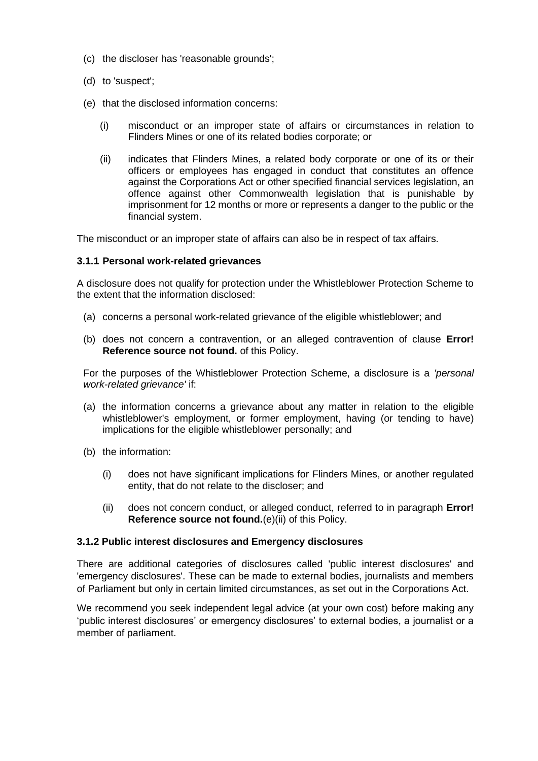(c) the discloser has 'reasonable grounds';

(d) to 'suspect';

(e) that the disclosed information concerns:

  (i) misconduct or an improper state of affairs or circumstances in relation to Flinders Mines or one of its related bodies corporate; or

  (ii) indicates that Flinders Mines, a related body corporate or one of its or their officers or employees has engaged in conduct that constitutes an offence against the Corporations Act or other specified financial services legislation, an offence against other Commonwealth legislation that is punishable by imprisonment for 12 months or more or represents a danger to the public or the financial system.

The misconduct or an improper state of affairs can also be in respect of tax affairs.

### 3.1.1 Personal work-related grievances

A disclosure does not qualify for protection under the Whistleblower Protection Scheme to the extent that the information disclosed:

(a) concerns a personal work-related grievance of the eligible whistleblower; and

(b) does not concern a contravention, or an alleged contravention of clause **Error! Reference source not found.** of this Policy.

For the purposes of the Whistleblower Protection Scheme, a disclosure is a *'personal work-related grievance'* if:

(a) the information concerns a grievance about any matter in relation to the eligible whistleblower's employment, or former employment, having (or tending to have) implications for the eligible whistleblower personally; and

(b) the information:

  (i) does not have significant implications for Flinders Mines, or another regulated entity, that do not relate to the discloser; and

  (ii) does not concern conduct, or alleged conduct, referred to in paragraph **Error! Reference source not found.**(e)(ii) of this Policy.

### 3.1.2 Public interest disclosures and Emergency disclosures

There are additional categories of disclosures called 'public interest disclosures' and 'emergency disclosures'. These can be made to external bodies, journalists and members of Parliament but only in certain limited circumstances, as set out in the Corporations Act.

We recommend you seek independent legal advice (at your own cost) before making any 'public interest disclosures' or emergency disclosures' to external bodies, a journalist or a member of parliament.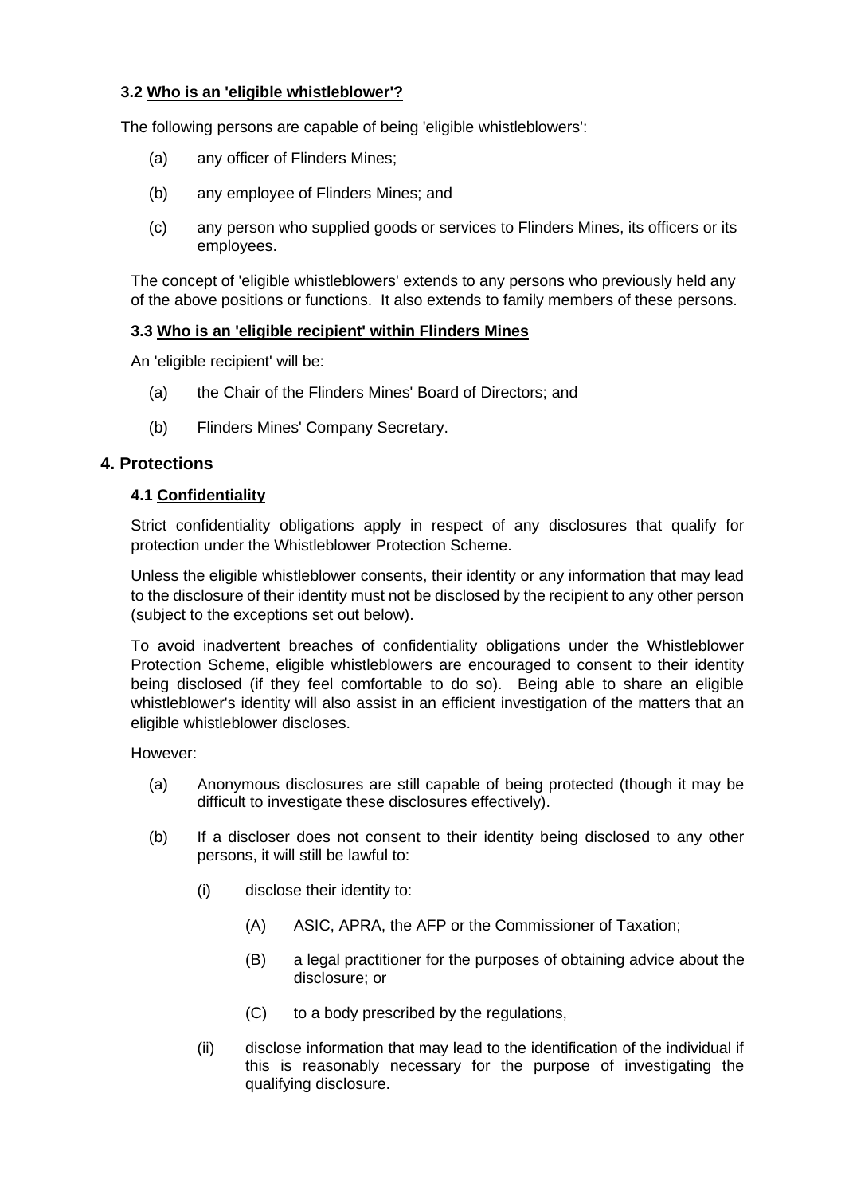### 3.2 <u>Who is an 'eligible whistleblower'?</u>

The following persons are capable of being 'eligible whistleblowers':

(a) any officer of Flinders Mines;

(b) any employee of Flinders Mines; and

(c) any person who supplied goods or services to Flinders Mines, its officers or its employees.

The concept of 'eligible whistleblowers' extends to any persons who previously held any of the above positions or functions. It also extends to family members of these persons.

### 3.3 <u>Who is an 'eligible recipient' within Flinders Mines</u>

An 'eligible recipient' will be:

(a) the Chair of the Flinders Mines' Board of Directors; and

(b) Flinders Mines' Company Secretary.

## 4. Protections

### 4.1 <u>Confidentiality</u>

Strict confidentiality obligations apply in respect of any disclosures that qualify for protection under the Whistleblower Protection Scheme.

Unless the eligible whistleblower consents, their identity or any information that may lead to the disclosure of their identity must not be disclosed by the recipient to any other person (subject to the exceptions set out below).

To avoid inadvertent breaches of confidentiality obligations under the Whistleblower Protection Scheme, eligible whistleblowers are encouraged to consent to their identity being disclosed (if they feel comfortable to do so). Being able to share an eligible whistleblower's identity will also assist in an efficient investigation of the matters that an eligible whistleblower discloses.

However:

(a) Anonymous disclosures are still capable of being protected (though it may be difficult to investigate these disclosures effectively).

(b) If a discloser does not consent to their identity being disclosed to any other persons, it will still be lawful to:

   (i) disclose their identity to:

      (A) ASIC, APRA, the AFP or the Commissioner of Taxation;

      (B) a legal practitioner for the purposes of obtaining advice about the disclosure; or

      (C) to a body prescribed by the regulations,

   (ii) disclose information that may lead to the identification of the individual if this is reasonably necessary for the purpose of investigating the qualifying disclosure.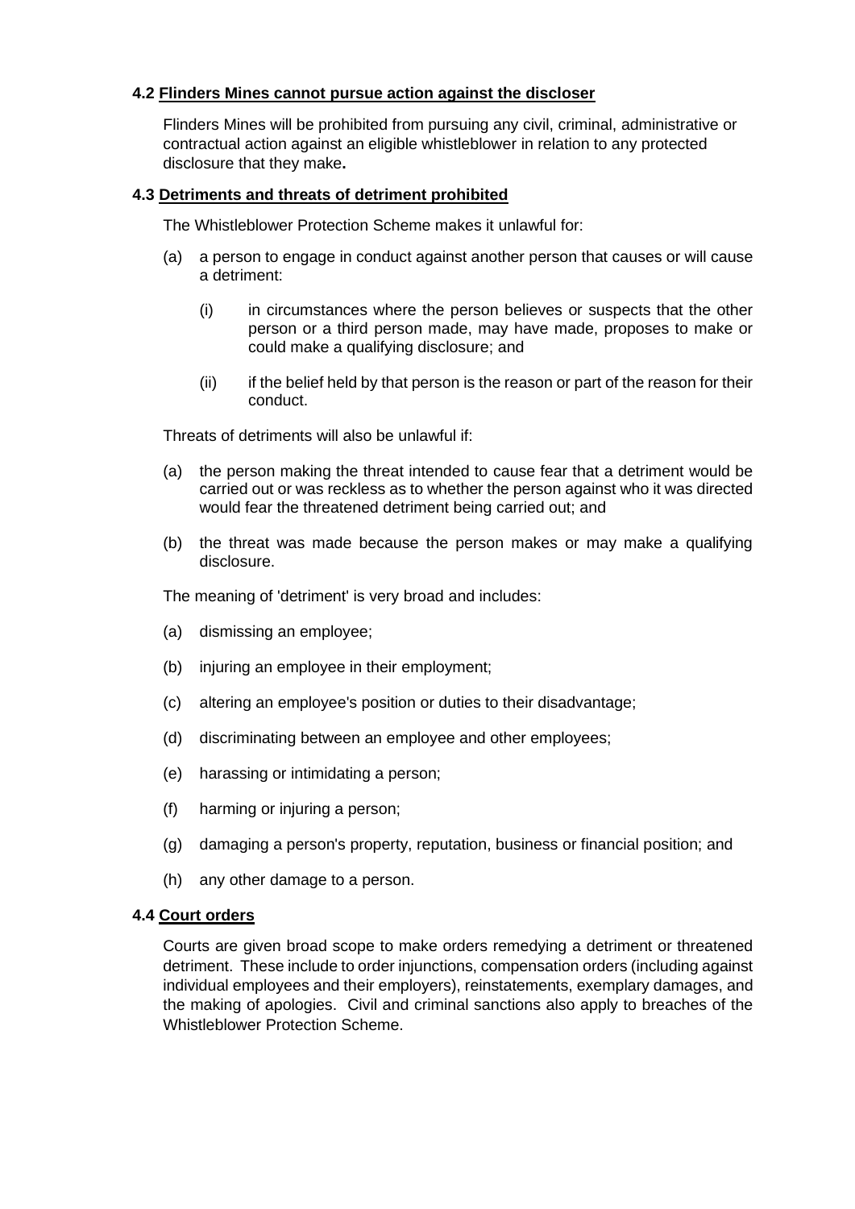### 4.2 Flinders Mines cannot pursue action against the discloser

Flinders Mines will be prohibited from pursuing any civil, criminal, administrative or contractual action against an eligible whistleblower in relation to any protected disclosure that they make**.**

### 4.3 Detriments and threats of detriment prohibited

The Whistleblower Protection Scheme makes it unlawful for:

(a) a person to engage in conduct against another person that causes or will cause a detriment:

   (i) in circumstances where the person believes or suspects that the other person or a third person made, may have made, proposes to make or could make a qualifying disclosure; and

   (ii) if the belief held by that person is the reason or part of the reason for their conduct.

Threats of detriments will also be unlawful if:

(a) the person making the threat intended to cause fear that a detriment would be carried out or was reckless as to whether the person against who it was directed would fear the threatened detriment being carried out; and

(b) the threat was made because the person makes or may make a qualifying disclosure.

The meaning of 'detriment' is very broad and includes:

(a) dismissing an employee;

(b) injuring an employee in their employment;

(c) altering an employee's position or duties to their disadvantage;

(d) discriminating between an employee and other employees;

(e) harassing or intimidating a person;

(f) harming or injuring a person;

(g) damaging a person's property, reputation, business or financial position; and

(h) any other damage to a person.

### 4.4 Court orders

Courts are given broad scope to make orders remedying a detriment or threatened detriment. These include to order injunctions, compensation orders (including against individual employees and their employers), reinstatements, exemplary damages, and the making of apologies. Civil and criminal sanctions also apply to breaches of the Whistleblower Protection Scheme.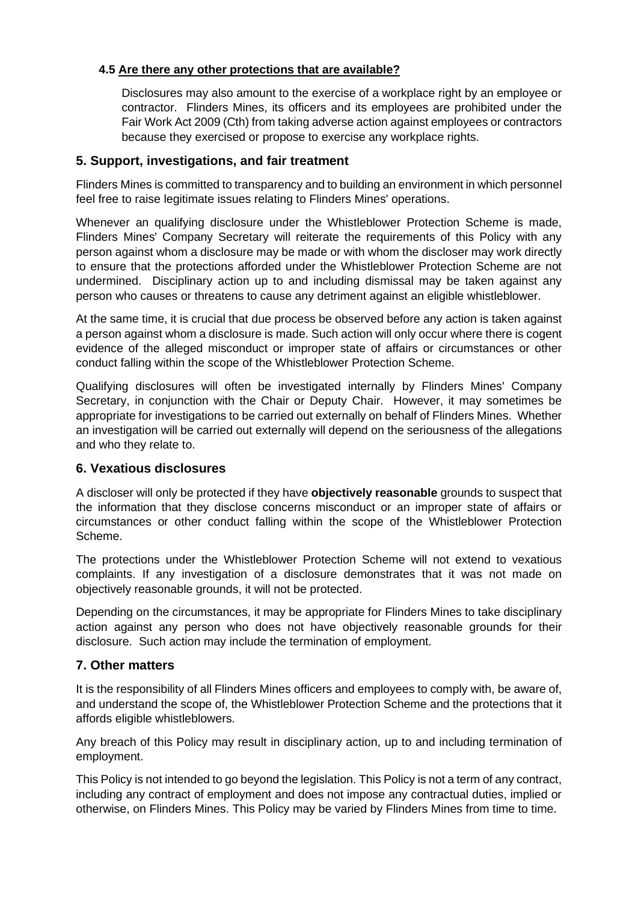#### 4.5 Are there any other protections that are available?

Disclosures may also amount to the exercise of a workplace right by an employee or contractor. Flinders Mines, its officers and its employees are prohibited under the Fair Work Act 2009 (Cth) from taking adverse action against employees or contractors because they exercised or propose to exercise any workplace rights.

## 5. Support, investigations, and fair treatment

Flinders Mines is committed to transparency and to building an environment in which personnel feel free to raise legitimate issues relating to Flinders Mines' operations.

Whenever an qualifying disclosure under the Whistleblower Protection Scheme is made, Flinders Mines' Company Secretary will reiterate the requirements of this Policy with any person against whom a disclosure may be made or with whom the discloser may work directly to ensure that the protections afforded under the Whistleblower Protection Scheme are not undermined. Disciplinary action up to and including dismissal may be taken against any person who causes or threatens to cause any detriment against an eligible whistleblower.

At the same time, it is crucial that due process be observed before any action is taken against a person against whom a disclosure is made. Such action will only occur where there is cogent evidence of the alleged misconduct or improper state of affairs or circumstances or other conduct falling within the scope of the Whistleblower Protection Scheme.

Qualifying disclosures will often be investigated internally by Flinders Mines' Company Secretary, in conjunction with the Chair or Deputy Chair. However, it may sometimes be appropriate for investigations to be carried out externally on behalf of Flinders Mines. Whether an investigation will be carried out externally will depend on the seriousness of the allegations and who they relate to.

## 6. Vexatious disclosures

A discloser will only be protected if they have **objectively reasonable** grounds to suspect that the information that they disclose concerns misconduct or an improper state of affairs or circumstances or other conduct falling within the scope of the Whistleblower Protection Scheme.

The protections under the Whistleblower Protection Scheme will not extend to vexatious complaints. If any investigation of a disclosure demonstrates that it was not made on objectively reasonable grounds, it will not be protected.

Depending on the circumstances, it may be appropriate for Flinders Mines to take disciplinary action against any person who does not have objectively reasonable grounds for their disclosure. Such action may include the termination of employment.

## 7. Other matters

It is the responsibility of all Flinders Mines officers and employees to comply with, be aware of, and understand the scope of, the Whistleblower Protection Scheme and the protections that it affords eligible whistleblowers.

Any breach of this Policy may result in disciplinary action, up to and including termination of employment.

This Policy is not intended to go beyond the legislation. This Policy is not a term of any contract, including any contract of employment and does not impose any contractual duties, implied or otherwise, on Flinders Mines. This Policy may be varied by Flinders Mines from time to time.